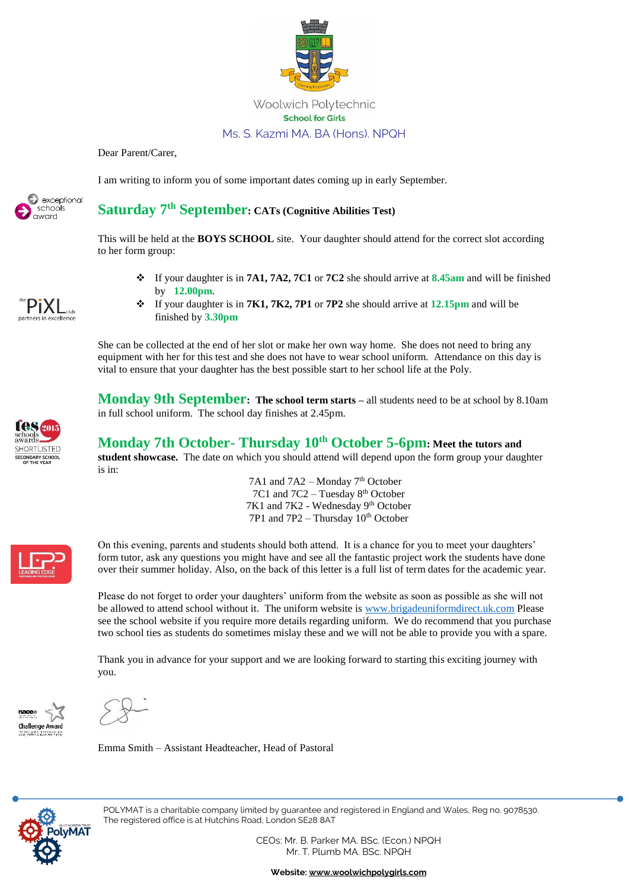Woolwich Polytechnic

**School for Girls**

Ms. S. Kazmi MA. BA (Hons). NPQH

Dear Parent/Carer,

I am writing to inform you of some important dates coming up in early September.

## Saturday 7th September: CATs (Cognitive Abilities Test)

This will be held at the **BOYS SCHOOL** site. Your daughter should attend for the correct slot according to her form group:

- If your daughter is in **7A1, 7A2, 7C1** or **7C2** she should arrive at **8.45am** and will be finished by **12.00pm**.
- If your daughter is in **7K1, 7K2, 7P1** or **7P2** she should arrive at **12.15pm** and will be finished by **3.30pm**

She can be collected at the end of her slot or make her own way home. She does not need to bring any equipment with her for this test and she does not have to wear school uniform. Attendance on this day is vital to ensure that your daughter has the best possible start to her school life at the Poly.

## Monday 9th September: The school term starts

**The school term starts** – all students need to be at school by 8.10am in full school uniform. The school day finishes at 2.45pm.

## Monday 7th October- Thursday 10th October 5-6pm: Meet the tutors and student showcase.

**Meet the tutors and student showcase.** The date on which you should attend will depend upon the form group your daughter is in:

7A1 and 7A2 – Monday 7th October
7C1 and 7C2 – Tuesday 8th October
7K1 and 7K2 - Wednesday 9th October
7P1 and 7P2 – Thursday 10th October

On this evening, parents and students should both attend. It is a chance for you to meet your daughters' form tutor, ask any questions you might have and see all the fantastic project work the students have done over their summer holiday. Also, on the back of this letter is a full list of term dates for the academic year.

Please do not forget to order your daughters' uniform from the website as soon as possible as she will not be allowed to attend school without it. The uniform website is www.brigadeuniformdirect.uk.com Please see the school website if you require more details regarding uniform. We do recommend that you purchase two school ties as students do sometimes mislay these and we will not be able to provide you with a spare.

Thank you in advance for your support and we are looking forward to starting this exciting journey with you.

Emma Smith – Assistant Headteacher, Head of Pastoral

POLYMAT is a charitable company limited by guarantee and registered in England and Wales, Reg no. 9078530. The registered office is at Hutchins Road, London SE28 8AT

CEOs: Mr. B. Parker MA. BSc. (Econ.) NPQH
Mr. T. Plumb MA. BSc. NPQH

**Website: www.woolwichpolygirls.com**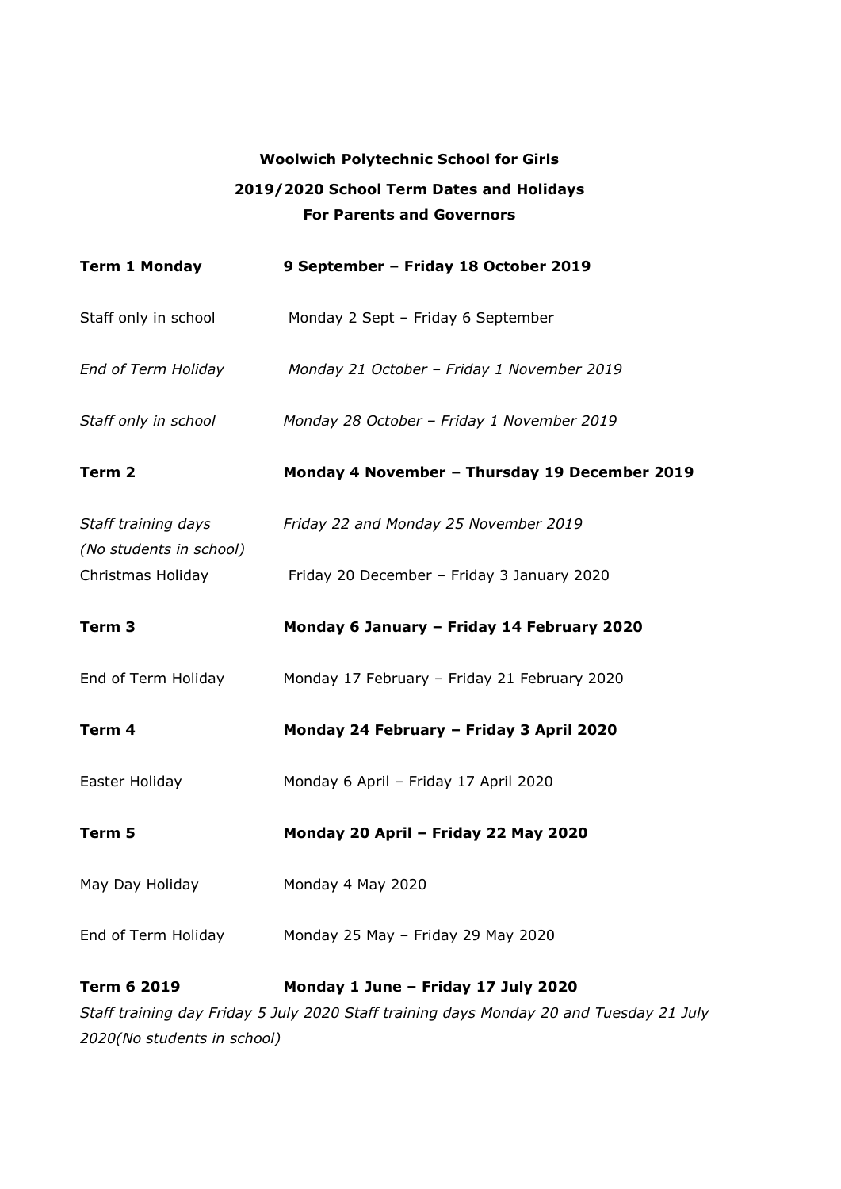**Woolwich Polytechnic School for Girls**

**2019/2020 School Term Dates and Holidays**

**For Parents and Governors**

| | |
|---|---|
| **Term 1 Monday** | **9 September – Friday 18 October 2019** |
| Staff only in school | Monday 2 Sept – Friday 6 September |
| *End of Term Holiday* | *Monday 21 October – Friday 1 November 2019* |
| *Staff only in school* | *Monday 28 October – Friday 1 November 2019* |
| **Term 2** | **Monday 4 November – Thursday 19 December 2019** |
| *Staff training days (No students in school)* | *Friday 22 and Monday 25 November 2019* |
| Christmas Holiday | Friday 20 December – Friday 3 January 2020 |
| **Term 3** | **Monday 6 January – Friday 14 February 2020** |
| End of Term Holiday | Monday 17 February – Friday 21 February 2020 |
| **Term 4** | **Monday 24 February – Friday 3 April 2020** |
| Easter Holiday | Monday 6 April – Friday 17 April 2020 |
| **Term 5** | **Monday 20 April – Friday 22 May 2020** |
| May Day Holiday | Monday 4 May 2020 |
| End of Term Holiday | Monday 25 May – Friday 29 May 2020 |
| **Term 6 2019** | **Monday 1 June – Friday 17 July 2020** |

*Staff training day Friday 5 July 2020 Staff training days Monday 20 and Tuesday 21 July 2020(No students in school)*